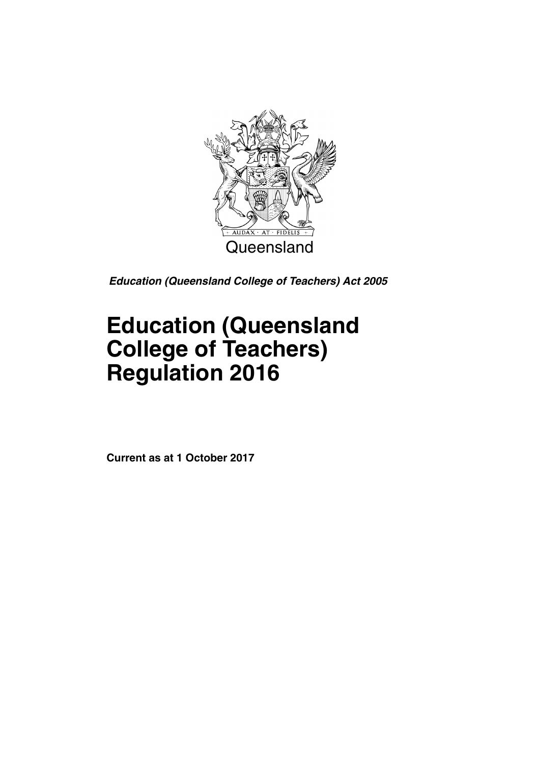Queensland

***Education (Queensland College of Teachers) Act 2005***

# Education (Queensland College of Teachers) Regulation 2016

**Current as at 1 October 2017**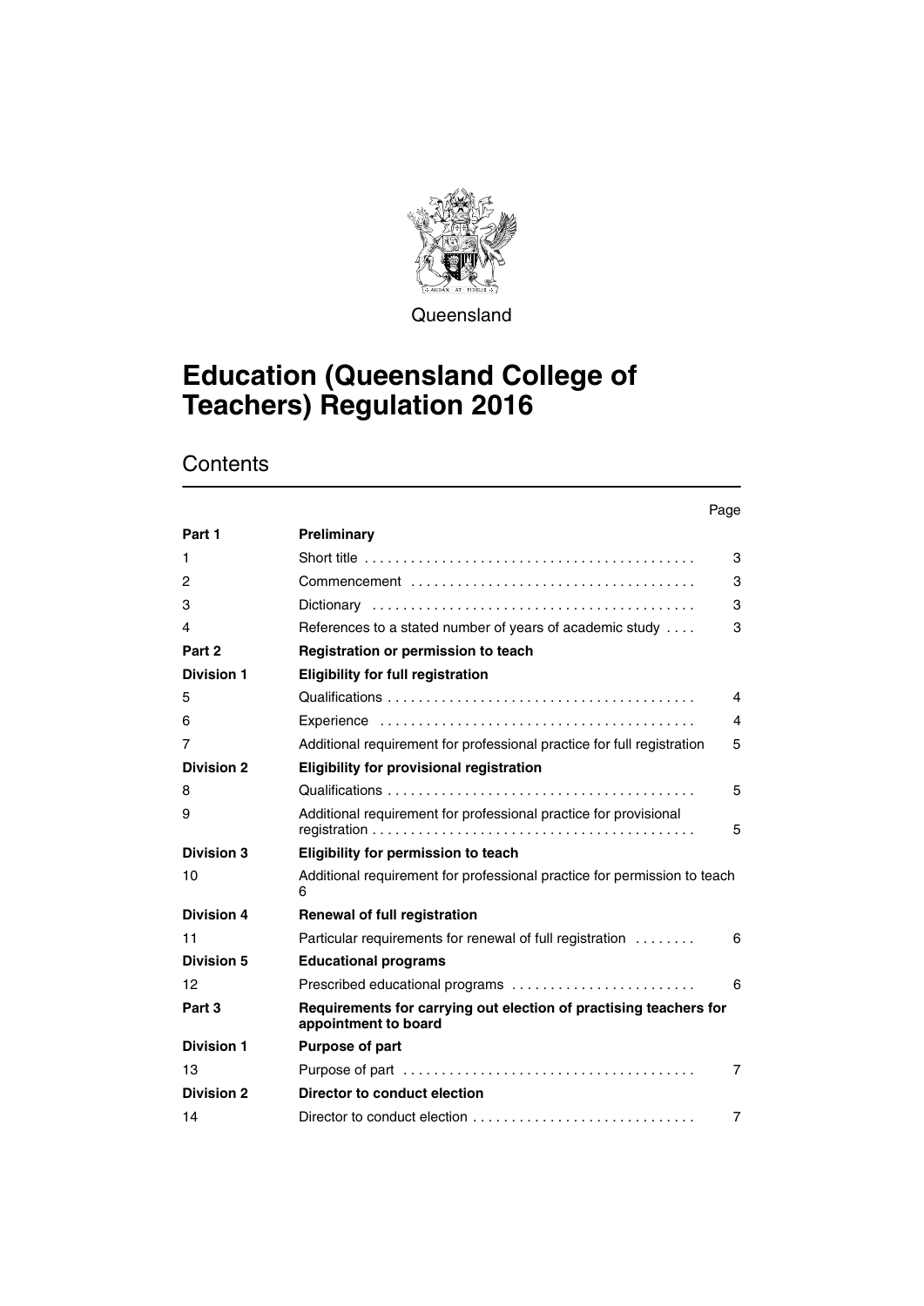Queensland

# Education (Queensland College of Teachers) Regulation 2016

## Contents

| | | Page |
|---|---|---|
| **Part 1** | **Preliminary** | |
| 1 | Short title | 3 |
| 2 | Commencement | 3 |
| 3 | Dictionary | 3 |
| 4 | References to a stated number of years of academic study | 3 |
| **Part 2** | **Registration or permission to teach** | |
| **Division 1** | **Eligibility for full registration** | |
| 5 | Qualifications | 4 |
| 6 | Experience | 4 |
| 7 | Additional requirement for professional practice for full registration | 5 |
| **Division 2** | **Eligibility for provisional registration** | |
| 8 | Qualifications | 5 |
| 9 | Additional requirement for professional practice for provisional registration | 5 |
| **Division 3** | **Eligibility for permission to teach** | |
| 10 | Additional requirement for professional practice for permission to teach | 6 |
| **Division 4** | **Renewal of full registration** | |
| 11 | Particular requirements for renewal of full registration | 6 |
| **Division 5** | **Educational programs** | |
| 12 | Prescribed educational programs | 6 |
| **Part 3** | **Requirements for carrying out election of practising teachers for appointment to board** | |
| **Division 1** | **Purpose of part** | |
| 13 | Purpose of part | 7 |
| **Division 2** | **Director to conduct election** | |
| 14 | Director to conduct election | 7 |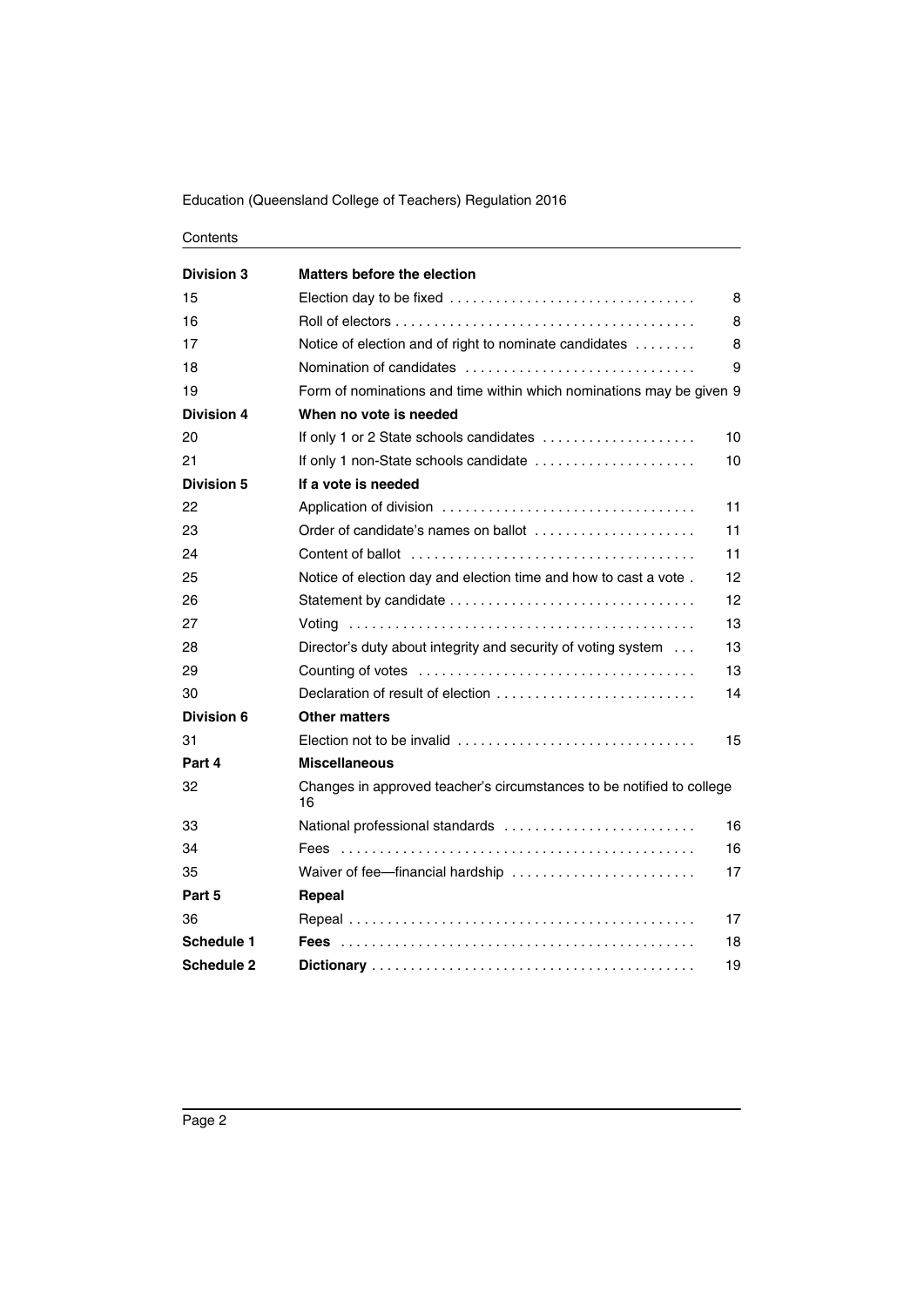| | | |
|---|---|---|
| **Division 3** | **Matters before the election** | |
| 15 | Election day to be fixed | 8 |
| 16 | Roll of electors | 8 |
| 17 | Notice of election and of right to nominate candidates | 8 |
| 18 | Nomination of candidates | 9 |
| 19 | Form of nominations and time within which nominations may be given | 9 |
| **Division 4** | **When no vote is needed** | |
| 20 | If only 1 or 2 State schools candidates | 10 |
| 21 | If only 1 non-State schools candidate | 10 |
| **Division 5** | **If a vote is needed** | |
| 22 | Application of division | 11 |
| 23 | Order of candidate's names on ballot | 11 |
| 24 | Content of ballot | 11 |
| 25 | Notice of election day and election time and how to cast a vote | 12 |
| 26 | Statement by candidate | 12 |
| 27 | Voting | 13 |
| 28 | Director's duty about integrity and security of voting system | 13 |
| 29 | Counting of votes | 13 |
| 30 | Declaration of result of election | 14 |
| **Division 6** | **Other matters** | |
| 31 | Election not to be invalid | 15 |
| **Part 4** | **Miscellaneous** | |
| 32 | Changes in approved teacher's circumstances to be notified to college | 16 |
| 33 | National professional standards | 16 |
| 34 | Fees | 16 |
| 35 | Waiver of fee—financial hardship | 17 |
| **Part 5** | **Repeal** | |
| 36 | Repeal | 17 |
| **Schedule 1** | **Fees** | 18 |
| **Schedule 2** | **Dictionary** | 19 |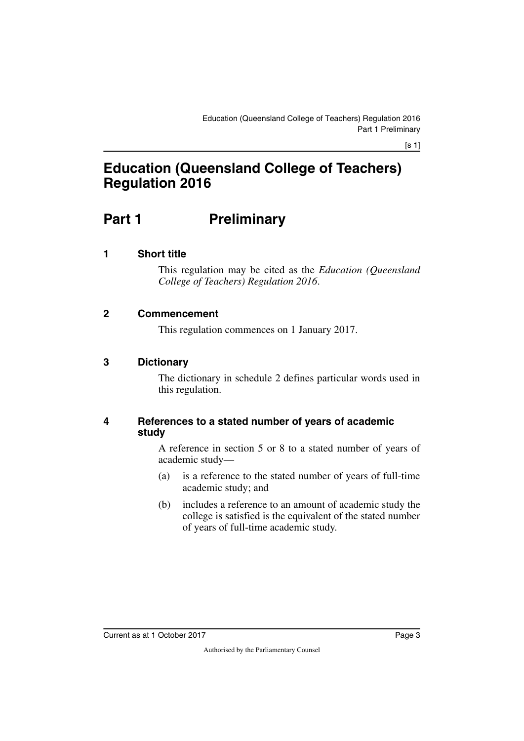# Education (Queensland College of Teachers) Regulation 2016

## Part 1 Preliminary

### 1 Short title

This regulation may be cited as the *Education (Queensland College of Teachers) Regulation 2016*.

### 2 Commencement

This regulation commences on 1 January 2017.

### 3 Dictionary

The dictionary in schedule 2 defines particular words used in this regulation.

### 4 References to a stated number of years of academic study

A reference in section 5 or 8 to a stated number of years of academic study—

(a) is a reference to the stated number of years of full-time academic study; and

(b) includes a reference to an amount of academic study the college is satisfied is the equivalent of the stated number of years of full-time academic study.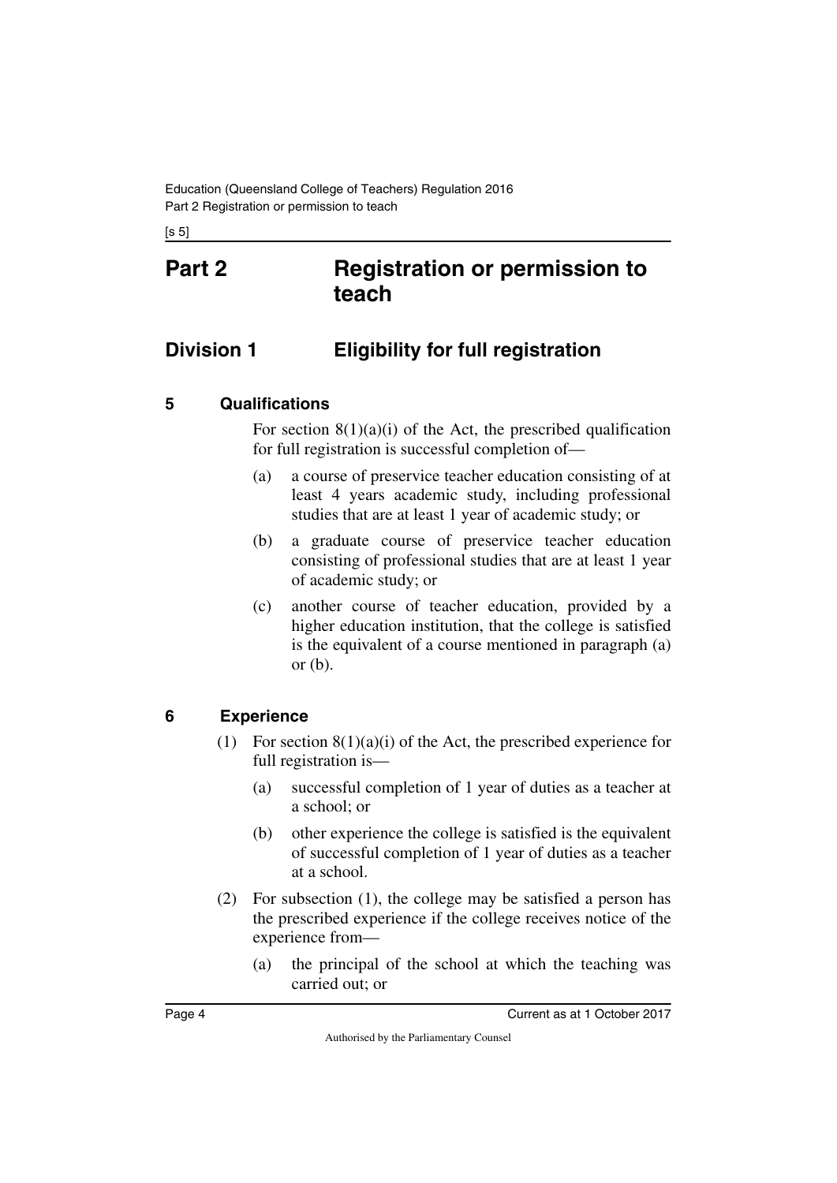# Part 2 Registration or permission to teach

## Division 1 Eligibility for full registration

### 5 Qualifications

For section 8(1)(a)(i) of the Act, the prescribed qualification for full registration is successful completion of—

(a) a course of preservice teacher education consisting of at least 4 years academic study, including professional studies that are at least 1 year of academic study; or

(b) a graduate course of preservice teacher education consisting of professional studies that are at least 1 year of academic study; or

(c) another course of teacher education, provided by a higher education institution, that the college is satisfied is the equivalent of a course mentioned in paragraph (a) or (b).

### 6 Experience

(1) For section 8(1)(a)(i) of the Act, the prescribed experience for full registration is—

(a) successful completion of 1 year of duties as a teacher at a school; or

(b) other experience the college is satisfied is the equivalent of successful completion of 1 year of duties as a teacher at a school.

(2) For subsection (1), the college may be satisfied a person has the prescribed experience if the college receives notice of the experience from—

(a) the principal of the school at which the teaching was carried out; or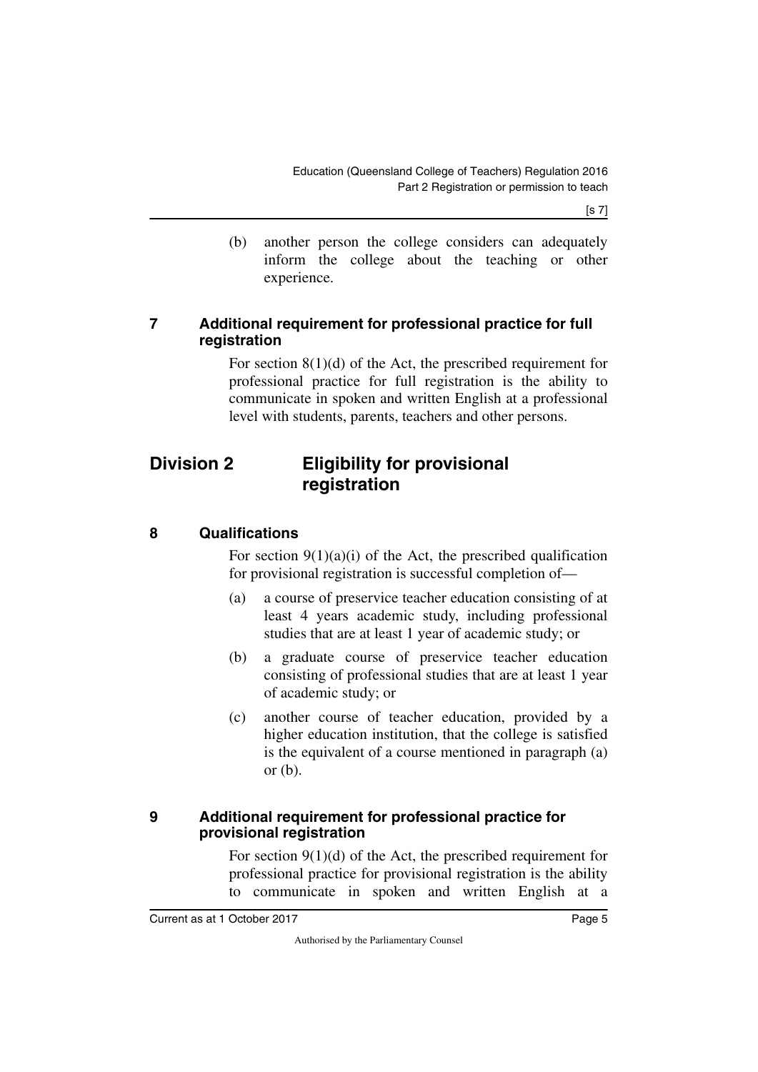(b) another person the college considers can adequately inform the college about the teaching or other experience.

### 7 Additional requirement for professional practice for full registration

For section 8(1)(d) of the Act, the prescribed requirement for professional practice for full registration is the ability to communicate in spoken and written English at a professional level with students, parents, teachers and other persons.

## Division 2 Eligibility for provisional registration

### 8 Qualifications

For section 9(1)(a)(i) of the Act, the prescribed qualification for provisional registration is successful completion of—

(a) a course of preservice teacher education consisting of at least 4 years academic study, including professional studies that are at least 1 year of academic study; or

(b) a graduate course of preservice teacher education consisting of professional studies that are at least 1 year of academic study; or

(c) another course of teacher education, provided by a higher education institution, that the college is satisfied is the equivalent of a course mentioned in paragraph (a) or (b).

### 9 Additional requirement for professional practice for provisional registration

For section 9(1)(d) of the Act, the prescribed requirement for professional practice for provisional registration is the ability to communicate in spoken and written English at a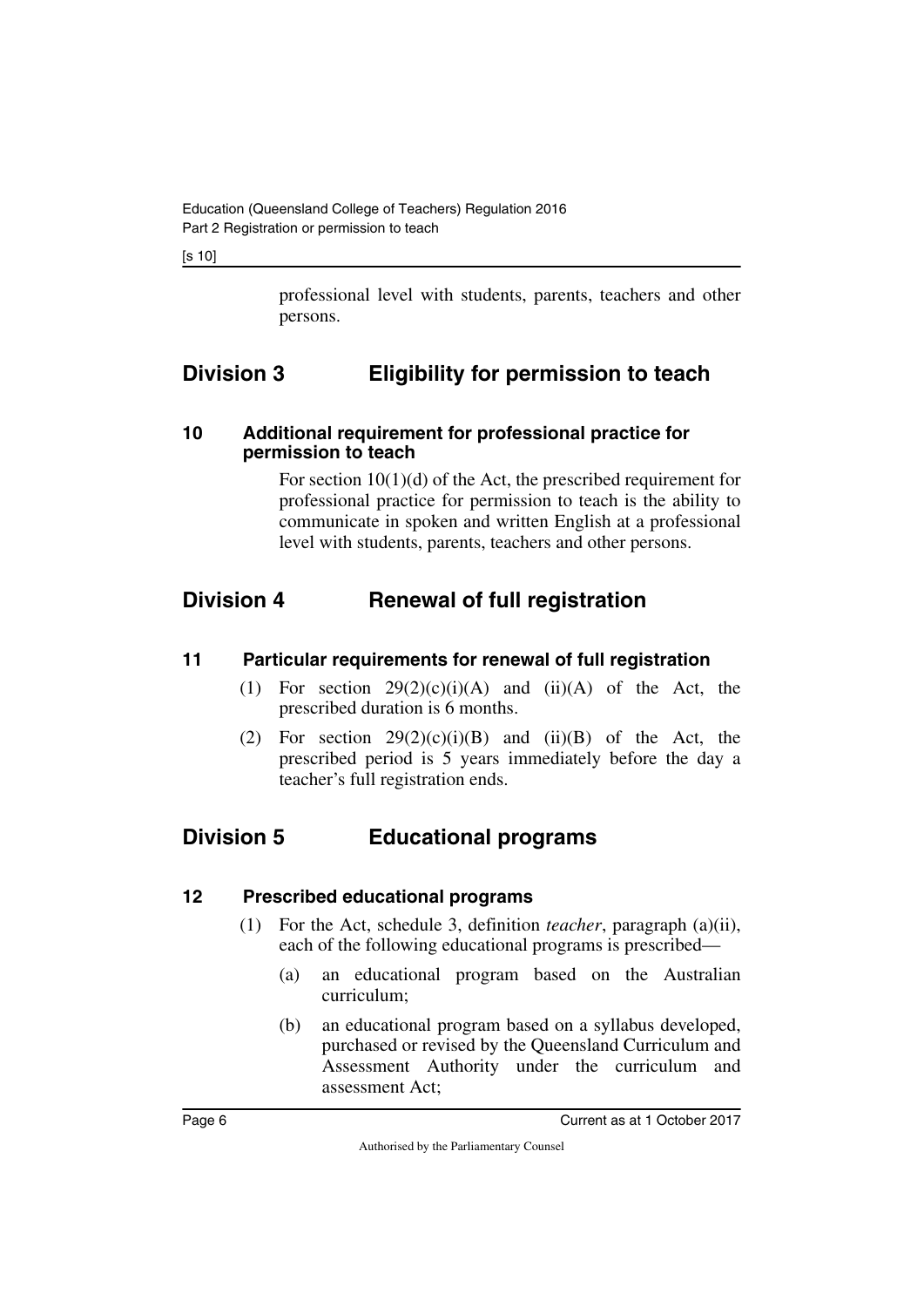professional level with students, parents, teachers and other persons.

## Division 3 Eligibility for permission to teach

### 10 Additional requirement for professional practice for permission to teach

For section 10(1)(d) of the Act, the prescribed requirement for professional practice for permission to teach is the ability to communicate in spoken and written English at a professional level with students, parents, teachers and other persons.

## Division 4 Renewal of full registration

### 11 Particular requirements for renewal of full registration

(1) For section 29(2)(c)(i)(A) and (ii)(A) of the Act, the prescribed duration is 6 months.

(2) For section 29(2)(c)(i)(B) and (ii)(B) of the Act, the prescribed period is 5 years immediately before the day a teacher's full registration ends.

## Division 5 Educational programs

### 12 Prescribed educational programs

(1) For the Act, schedule 3, definition *teacher*, paragraph (a)(ii), each of the following educational programs is prescribed—

(a) an educational program based on the Australian curriculum;

(b) an educational program based on a syllabus developed, purchased or revised by the Queensland Curriculum and Assessment Authority under the curriculum and assessment Act;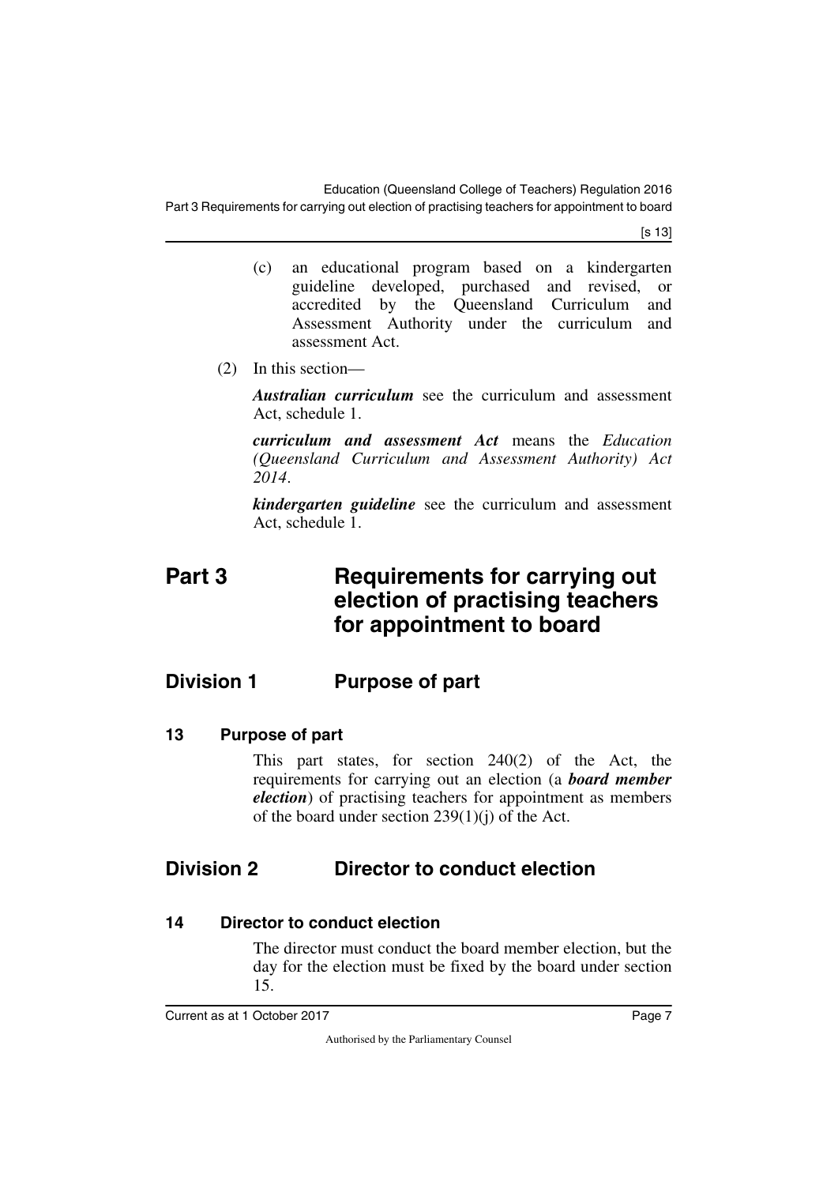(c) an educational program based on a kindergarten guideline developed, purchased and revised, or accredited by the Queensland Curriculum and Assessment Authority under the curriculum and assessment Act.

(2) In this section—

***Australian curriculum*** see the curriculum and assessment Act, schedule 1.

***curriculum and assessment Act*** means the *Education (Queensland Curriculum and Assessment Authority) Act 2014*.

***kindergarten guideline*** see the curriculum and assessment Act, schedule 1.

# Part 3 Requirements for carrying out election of practising teachers for appointment to board

## Division 1 Purpose of part

### 13 Purpose of part

This part states, for section 240(2) of the Act, the requirements for carrying out an election (a ***board member election***) of practising teachers for appointment as members of the board under section 239(1)(j) of the Act.

## Division 2 Director to conduct election

### 14 Director to conduct election

The director must conduct the board member election, but the day for the election must be fixed by the board under section 15.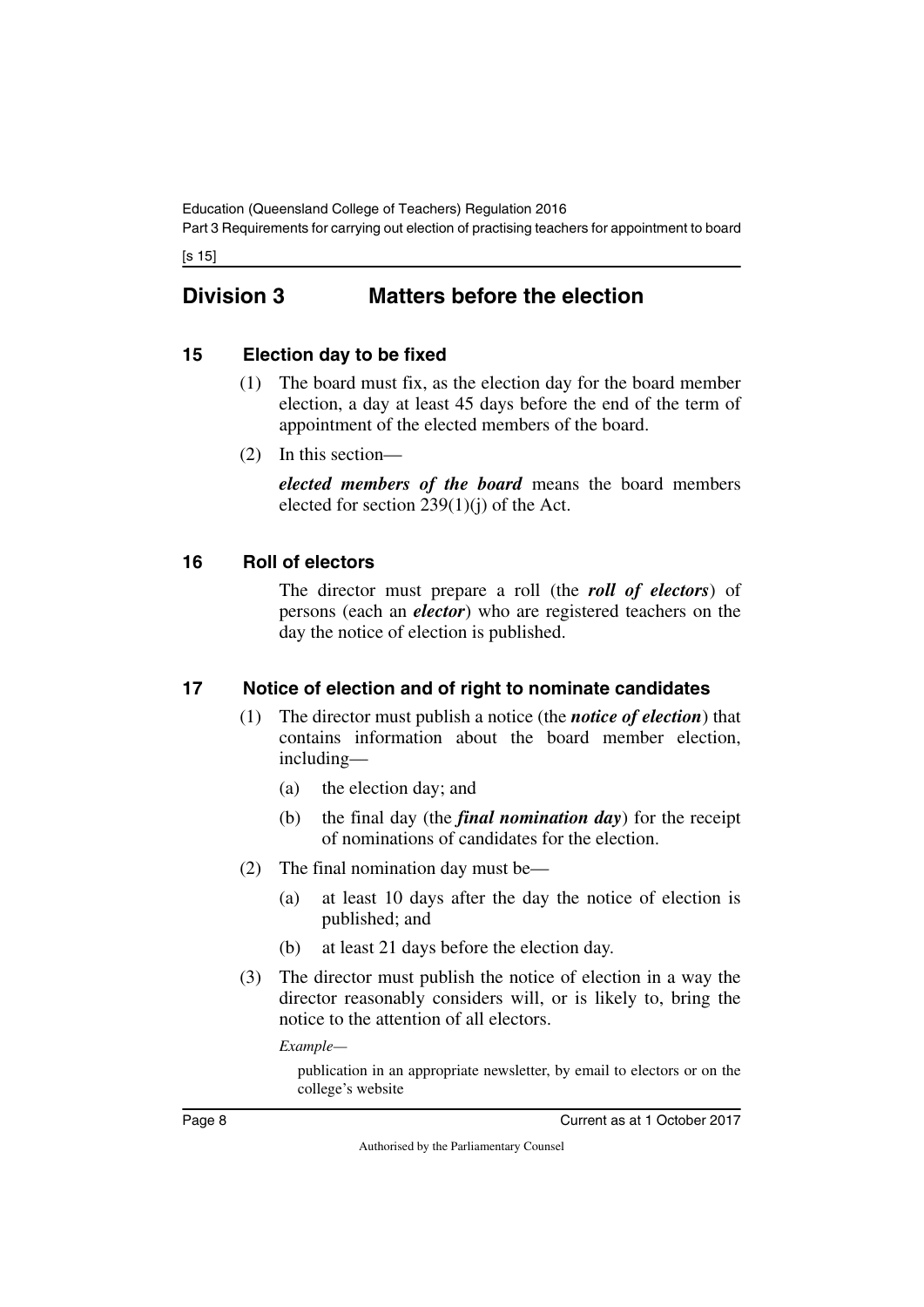## Division 3 Matters before the election

### 15 Election day to be fixed

(1) The board must fix, as the election day for the board member election, a day at least 45 days before the end of the term of appointment of the elected members of the board.

(2) In this section—

***elected members of the board*** means the board members elected for section 239(1)(j) of the Act.

### 16 Roll of electors

The director must prepare a roll (the ***roll of electors***) of persons (each an ***elector***) who are registered teachers on the day the notice of election is published.

### 17 Notice of election and of right to nominate candidates

(1) The director must publish a notice (the ***notice of election***) that contains information about the board member election, including—

(a) the election day; and

(b) the final day (the ***final nomination day***) for the receipt of nominations of candidates for the election.

(2) The final nomination day must be—

(a) at least 10 days after the day the notice of election is published; and

(b) at least 21 days before the election day.

(3) The director must publish the notice of election in a way the director reasonably considers will, or is likely to, bring the notice to the attention of all electors.

*Example—*

publication in an appropriate newsletter, by email to electors or on the college's website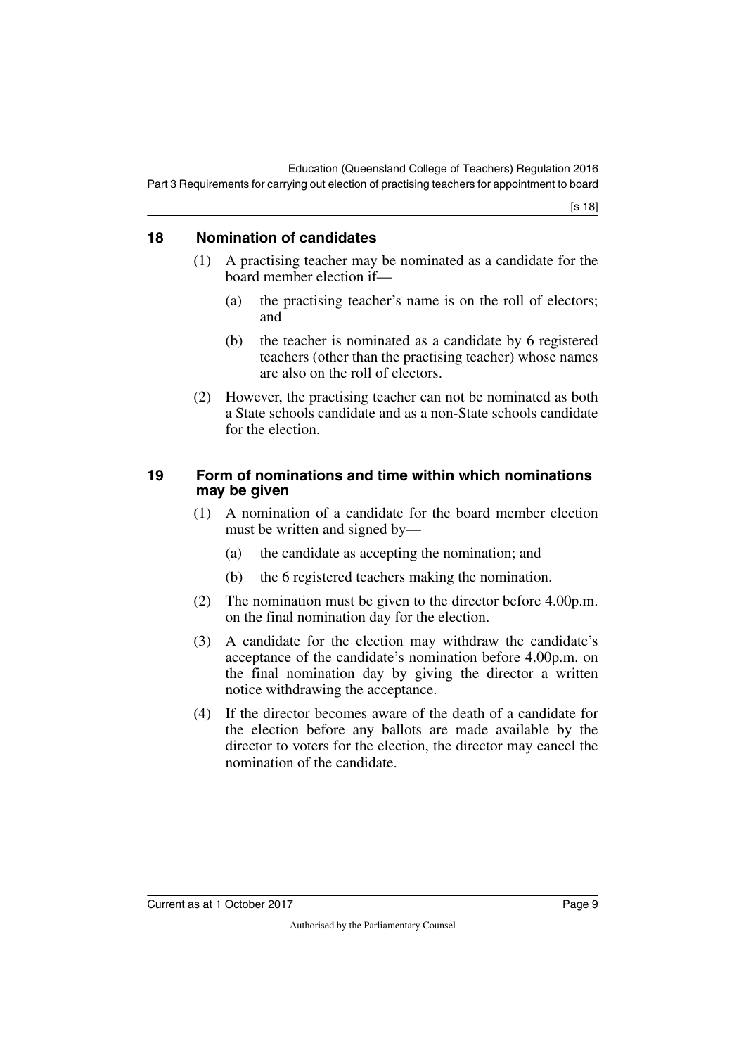## 18 Nomination of candidates

(1) A practising teacher may be nominated as a candidate for the board member election if—

(a) the practising teacher's name is on the roll of electors; and

(b) the teacher is nominated as a candidate by 6 registered teachers (other than the practising teacher) whose names are also on the roll of electors.

(2) However, the practising teacher can not be nominated as both a State schools candidate and as a non-State schools candidate for the election.

## 19 Form of nominations and time within which nominations may be given

(1) A nomination of a candidate for the board member election must be written and signed by—

(a) the candidate as accepting the nomination; and

(b) the 6 registered teachers making the nomination.

(2) The nomination must be given to the director before 4.00p.m. on the final nomination day for the election.

(3) A candidate for the election may withdraw the candidate's acceptance of the candidate's nomination before 4.00p.m. on the final nomination day by giving the director a written notice withdrawing the acceptance.

(4) If the director becomes aware of the death of a candidate for the election before any ballots are made available by the director to voters for the election, the director may cancel the nomination of the candidate.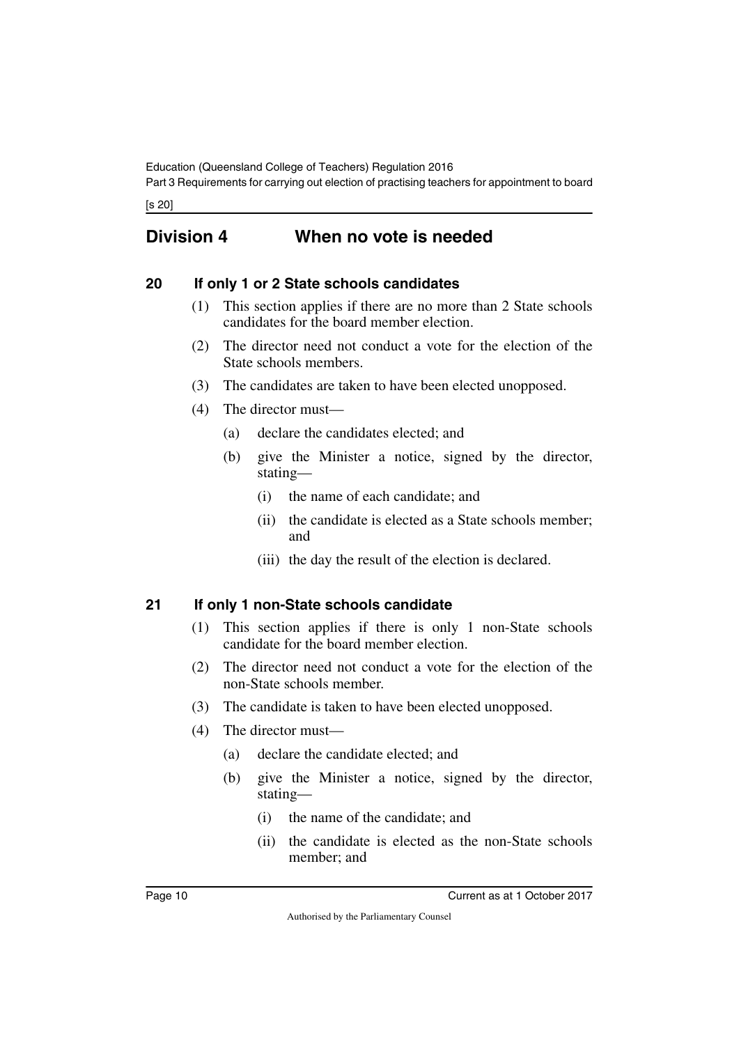## Division 4 When no vote is needed

### 20 If only 1 or 2 State schools candidates

(1) This section applies if there are no more than 2 State schools candidates for the board member election.

(2) The director need not conduct a vote for the election of the State schools members.

(3) The candidates are taken to have been elected unopposed.

(4) The director must—

- (a) declare the candidates elected; and
- (b) give the Minister a notice, signed by the director, stating—
  - (i) the name of each candidate; and
  - (ii) the candidate is elected as a State schools member; and
  - (iii) the day the result of the election is declared.

### 21 If only 1 non-State schools candidate

(1) This section applies if there is only 1 non-State schools candidate for the board member election.

(2) The director need not conduct a vote for the election of the non-State schools member.

(3) The candidate is taken to have been elected unopposed.

(4) The director must—

- (a) declare the candidate elected; and
- (b) give the Minister a notice, signed by the director, stating—
  - (i) the name of the candidate; and
  - (ii) the candidate is elected as the non-State schools member; and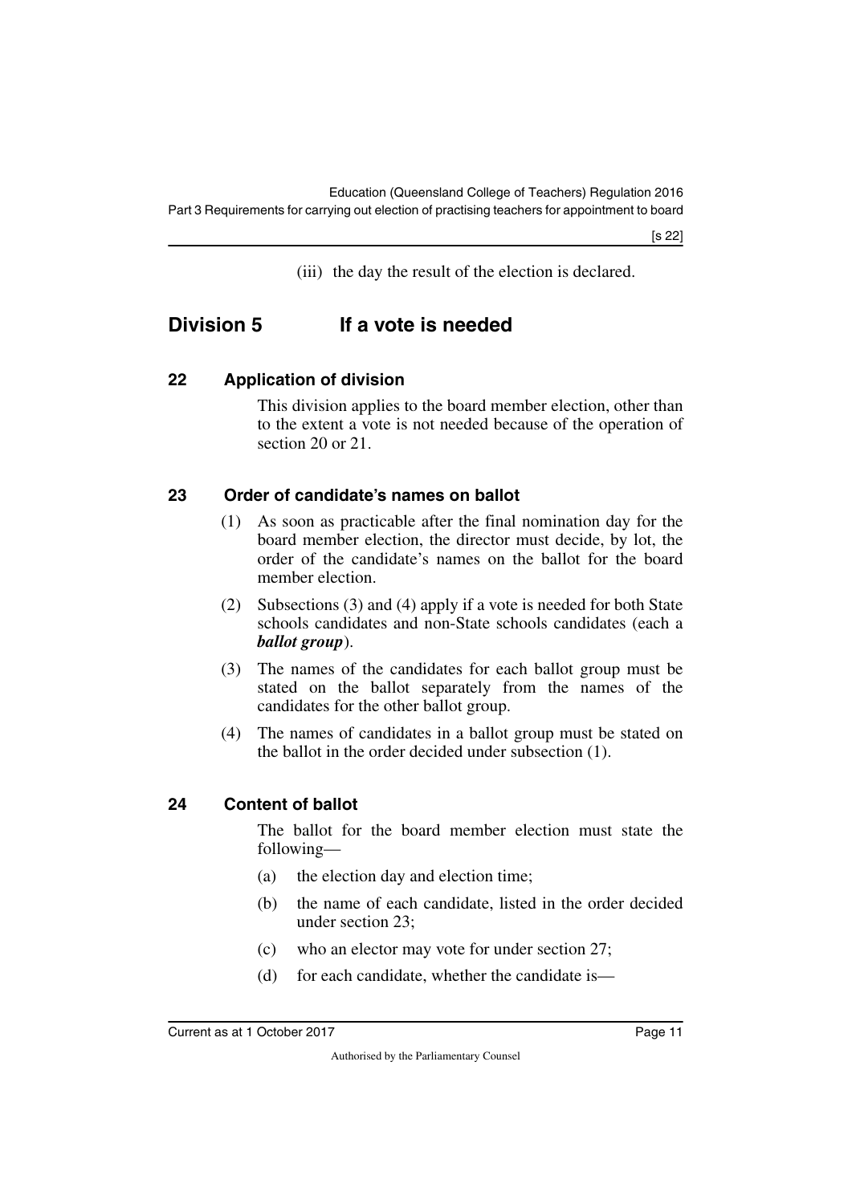(iii) the day the result of the election is declared.

## Division 5 If a vote is needed

### 22 Application of division

This division applies to the board member election, other than to the extent a vote is not needed because of the operation of section 20 or 21.

### 23 Order of candidate's names on ballot

(1) As soon as practicable after the final nomination day for the board member election, the director must decide, by lot, the order of the candidate's names on the ballot for the board member election.

(2) Subsections (3) and (4) apply if a vote is needed for both State schools candidates and non-State schools candidates (each a ***ballot group***).

(3) The names of the candidates for each ballot group must be stated on the ballot separately from the names of the candidates for the other ballot group.

(4) The names of candidates in a ballot group must be stated on the ballot in the order decided under subsection (1).

### 24 Content of ballot

The ballot for the board member election must state the following—

(a) the election day and election time;

(b) the name of each candidate, listed in the order decided under section 23;

(c) who an elector may vote for under section 27;

(d) for each candidate, whether the candidate is—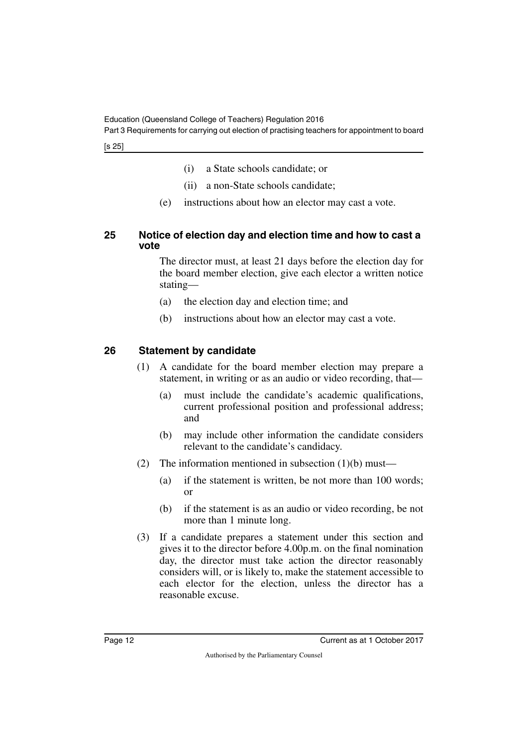- (i) a State schools candidate; or
- (ii) a non-State schools candidate;
- (e) instructions about how an elector may cast a vote.

## 25 Notice of election day and election time and how to cast a vote

The director must, at least 21 days before the election day for the board member election, give each elector a written notice stating—

- (a) the election day and election time; and
- (b) instructions about how an elector may cast a vote.

## 26 Statement by candidate

(1) A candidate for the board member election may prepare a statement, in writing or as an audio or video recording, that—

- (a) must include the candidate's academic qualifications, current professional position and professional address; and
- (b) may include other information the candidate considers relevant to the candidate's candidacy.

(2) The information mentioned in subsection (1)(b) must—

- (a) if the statement is written, be not more than 100 words; or
- (b) if the statement is as an audio or video recording, be not more than 1 minute long.

(3) If a candidate prepares a statement under this section and gives it to the director before 4.00p.m. on the final nomination day, the director must take action the director reasonably considers will, or is likely to, make the statement accessible to each elector for the election, unless the director has a reasonable excuse.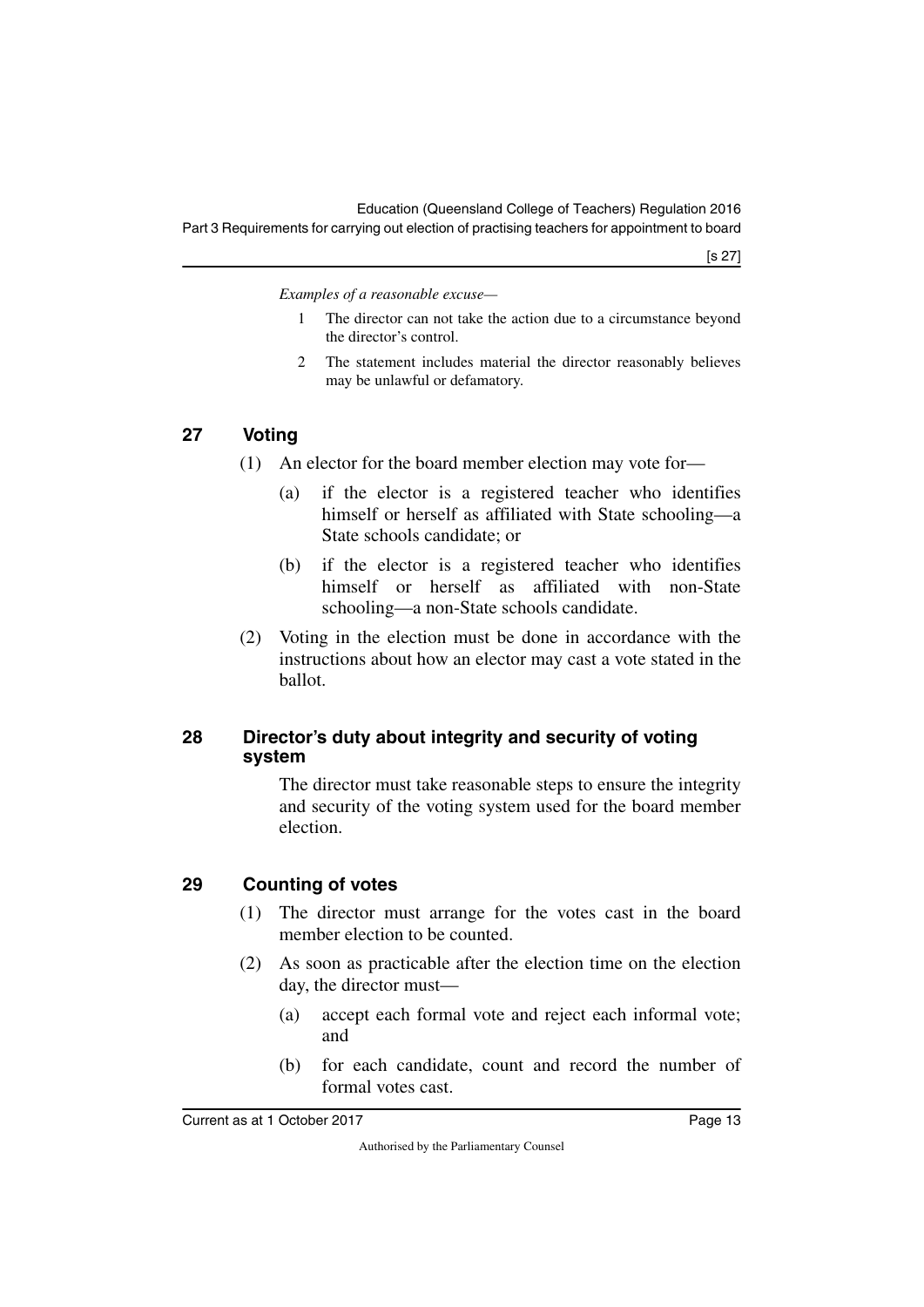*Examples of a reasonable excuse—*

1. The director can not take the action due to a circumstance beyond the director's control.
2. The statement includes material the director reasonably believes may be unlawful or defamatory.

## 27 Voting

(1) An elector for the board member election may vote for—

(a) if the elector is a registered teacher who identifies himself or herself as affiliated with State schooling—a State schools candidate; or

(b) if the elector is a registered teacher who identifies himself or herself as affiliated with non-State schooling—a non-State schools candidate.

(2) Voting in the election must be done in accordance with the instructions about how an elector may cast a vote stated in the ballot.

## 28 Director's duty about integrity and security of voting system

The director must take reasonable steps to ensure the integrity and security of the voting system used for the board member election.

## 29 Counting of votes

(1) The director must arrange for the votes cast in the board member election to be counted.

(2) As soon as practicable after the election time on the election day, the director must—

(a) accept each formal vote and reject each informal vote; and

(b) for each candidate, count and record the number of formal votes cast.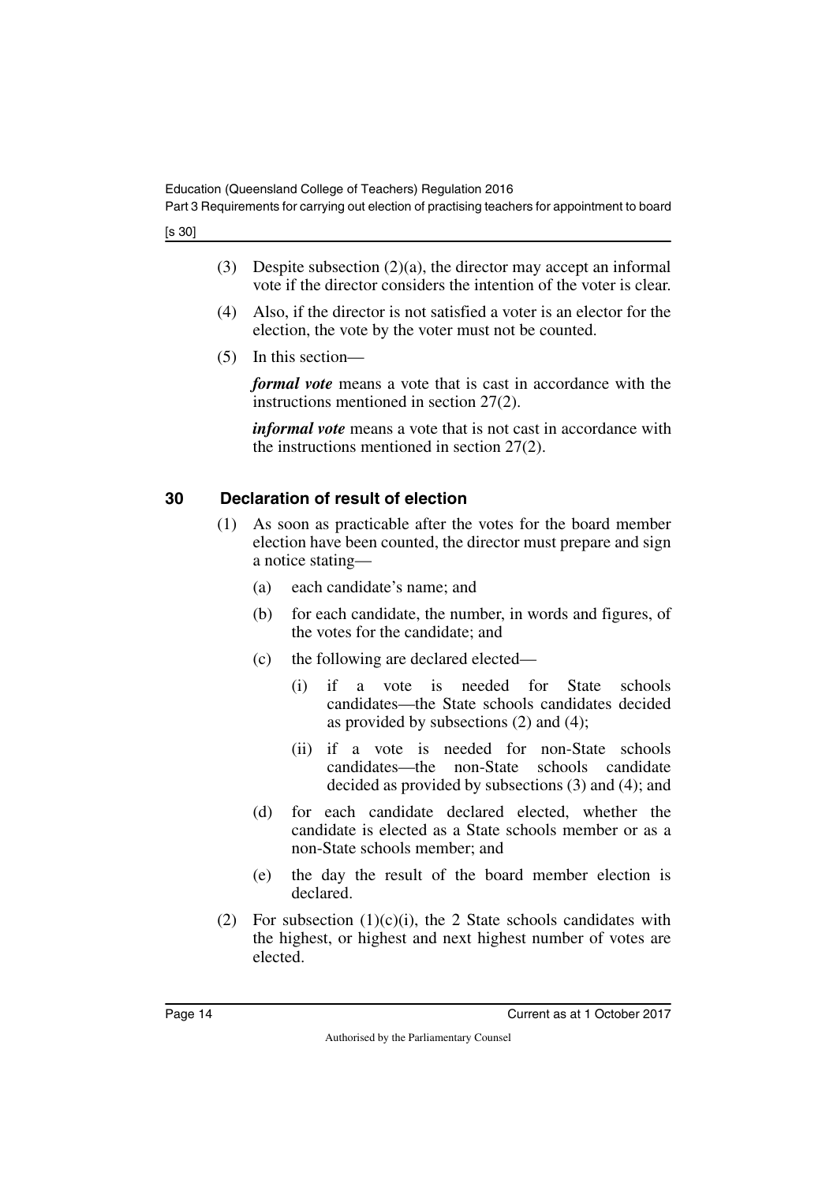(3) Despite subsection (2)(a), the director may accept an informal vote if the director considers the intention of the voter is clear.

(4) Also, if the director is not satisfied a voter is an elector for the election, the vote by the voter must not be counted.

(5) In this section—

***formal vote*** means a vote that is cast in accordance with the instructions mentioned in section 27(2).

***informal vote*** means a vote that is not cast in accordance with the instructions mentioned in section 27(2).

## 30 Declaration of result of election

(1) As soon as practicable after the votes for the board member election have been counted, the director must prepare and sign a notice stating—

(a) each candidate's name; and

(b) for each candidate, the number, in words and figures, of the votes for the candidate; and

(c) the following are declared elected—

(i) if a vote is needed for State schools candidates—the State schools candidates decided as provided by subsections (2) and (4);

(ii) if a vote is needed for non-State schools candidates—the non-State schools candidate decided as provided by subsections (3) and (4); and

(d) for each candidate declared elected, whether the candidate is elected as a State schools member or as a non-State schools member; and

(e) the day the result of the board member election is declared.

(2) For subsection (1)(c)(i), the 2 State schools candidates with the highest, or highest and next highest number of votes are elected.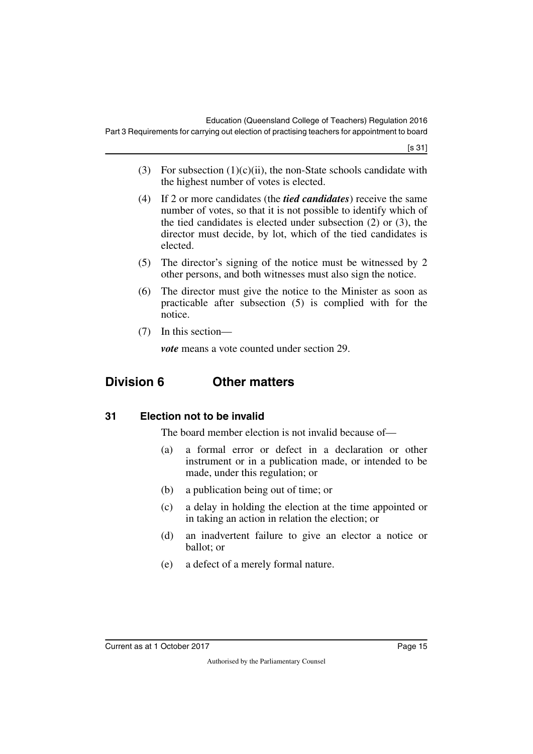(3) For subsection (1)(c)(ii), the non-State schools candidate with the highest number of votes is elected.

(4) If 2 or more candidates (the ***tied candidates***) receive the same number of votes, so that it is not possible to identify which of the tied candidates is elected under subsection (2) or (3), the director must decide, by lot, which of the tied candidates is elected.

(5) The director's signing of the notice must be witnessed by 2 other persons, and both witnesses must also sign the notice.

(6) The director must give the notice to the Minister as soon as practicable after subsection (5) is complied with for the notice.

(7) In this section—

***vote*** means a vote counted under section 29.

## Division 6 Other matters

### 31 Election not to be invalid

The board member election is not invalid because of—

(a) a formal error or defect in a declaration or other instrument or in a publication made, or intended to be made, under this regulation; or

(b) a publication being out of time; or

(c) a delay in holding the election at the time appointed or in taking an action in relation the election; or

(d) an inadvertent failure to give an elector a notice or ballot; or

(e) a defect of a merely formal nature.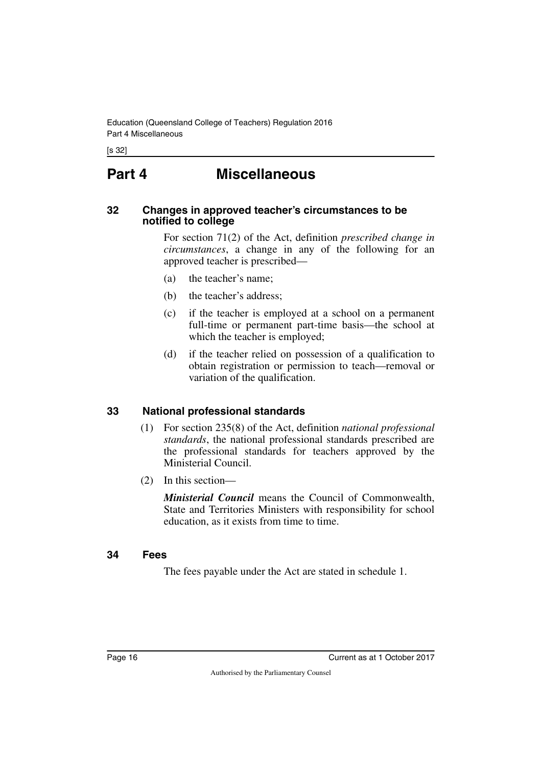# Part 4 Miscellaneous

## 32 Changes in approved teacher's circumstances to be notified to college

For section 71(2) of the Act, definition *prescribed change in circumstances*, a change in any of the following for an approved teacher is prescribed—

(a) the teacher's name;

(b) the teacher's address;

(c) if the teacher is employed at a school on a permanent full-time or permanent part-time basis—the school at which the teacher is employed;

(d) if the teacher relied on possession of a qualification to obtain registration or permission to teach—removal or variation of the qualification.

## 33 National professional standards

(1) For section 235(8) of the Act, definition *national professional standards*, the national professional standards prescribed are the professional standards for teachers approved by the Ministerial Council.

(2) In this section—

***Ministerial Council*** means the Council of Commonwealth, State and Territories Ministers with responsibility for school education, as it exists from time to time.

## 34 Fees

The fees payable under the Act are stated in schedule 1.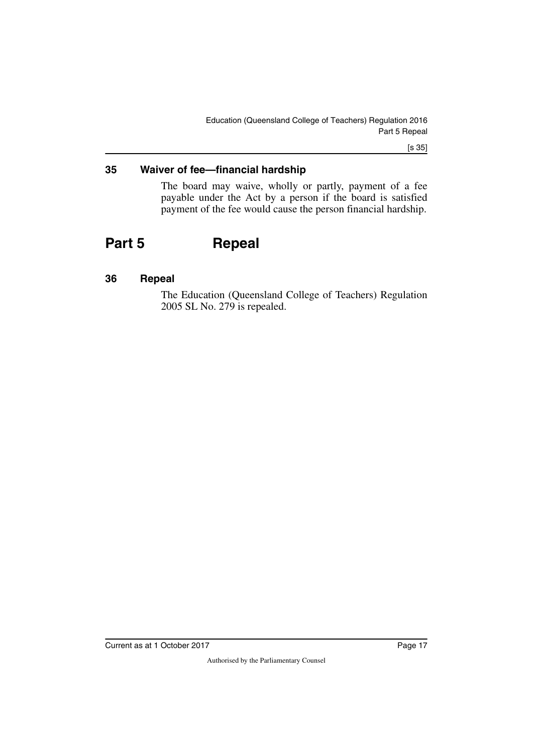### 35 Waiver of fee—financial hardship

The board may waive, wholly or partly, payment of a fee payable under the Act by a person if the board is satisfied payment of the fee would cause the person financial hardship.

## Part 5 Repeal

### 36 Repeal

The Education (Queensland College of Teachers) Regulation 2005 SL No. 279 is repealed.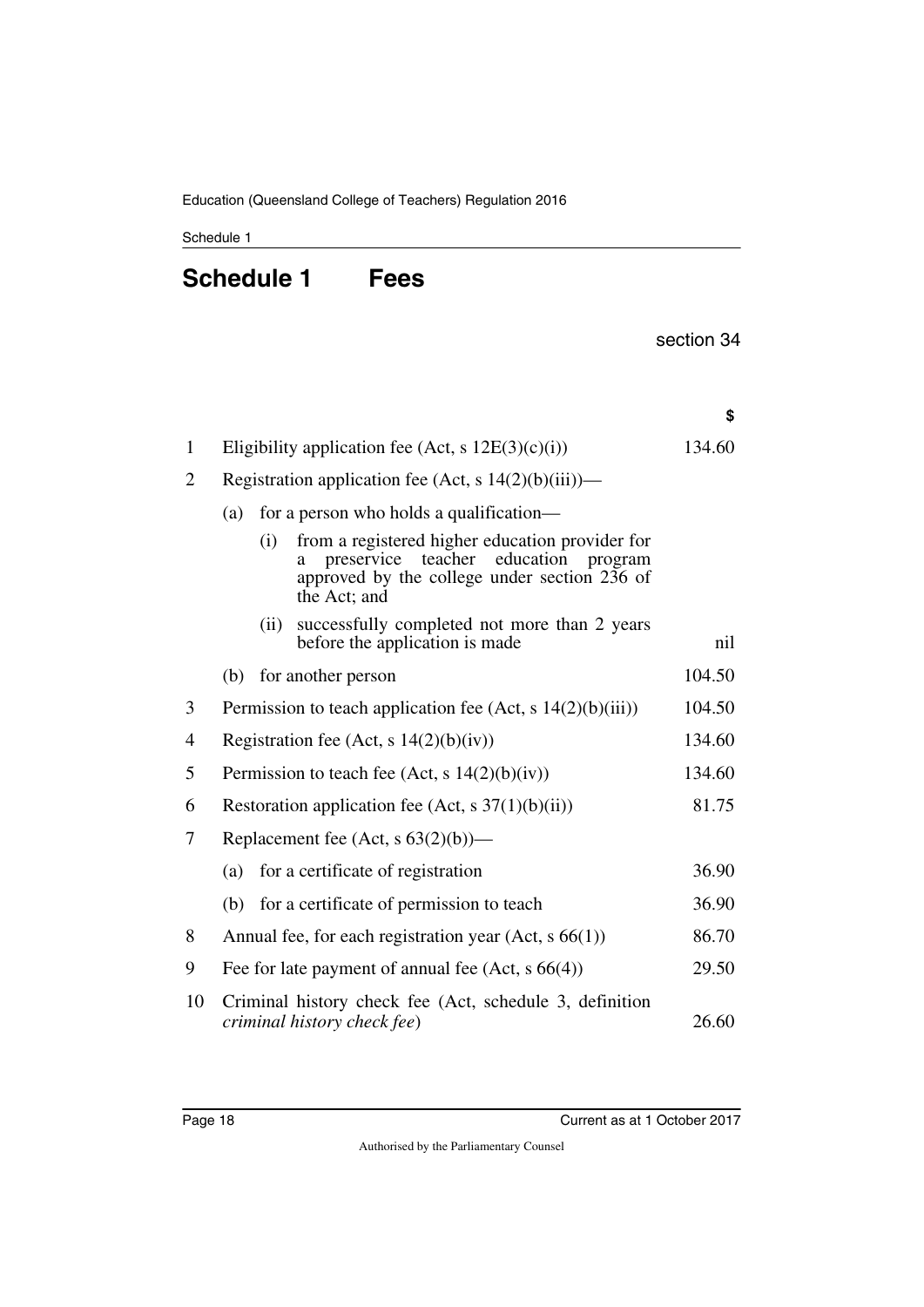# Schedule 1 Fees

section 34

| | | $ |
|---|---|---|
| 1 | Eligibility application fee (Act, s 12E(3)(c)(i)) | 134.60 |
| 2 | Registration application fee (Act, s 14(2)(b)(iii))— | |
| | (a) for a person who holds a qualification— | |
| | (i) from a registered higher education provider for a preservice teacher education program approved by the college under section 236 of the Act; and | |
| | (ii) successfully completed not more than 2 years before the application is made | nil |
| | (b) for another person | 104.50 |
| 3 | Permission to teach application fee (Act, s 14(2)(b)(iii)) | 104.50 |
| 4 | Registration fee (Act, s 14(2)(b)(iv)) | 134.60 |
| 5 | Permission to teach fee (Act, s 14(2)(b)(iv)) | 134.60 |
| 6 | Restoration application fee (Act, s 37(1)(b)(ii)) | 81.75 |
| 7 | Replacement fee (Act, s 63(2)(b))— | |
| | (a) for a certificate of registration | 36.90 |
| | (b) for a certificate of permission to teach | 36.90 |
| 8 | Annual fee, for each registration year (Act, s 66(1)) | 86.70 |
| 9 | Fee for late payment of annual fee (Act, s 66(4)) | 29.50 |
| 10 | Criminal history check fee (Act, schedule 3, definition *criminal history check fee*) | 26.60 |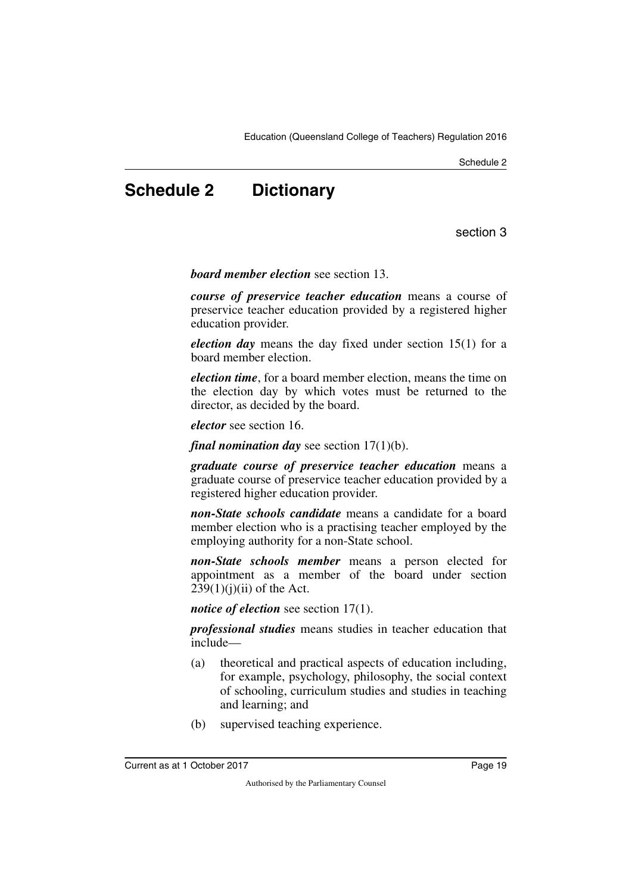# Schedule 2 Dictionary

section 3

***board member election*** see section 13.

***course of preservice teacher education*** means a course of preservice teacher education provided by a registered higher education provider.

***election day*** means the day fixed under section 15(1) for a board member election.

***election time***, for a board member election, means the time on the election day by which votes must be returned to the director, as decided by the board.

***elector*** see section 16.

***final nomination day*** see section 17(1)(b).

***graduate course of preservice teacher education*** means a graduate course of preservice teacher education provided by a registered higher education provider.

***non-State schools candidate*** means a candidate for a board member election who is a practising teacher employed by the employing authority for a non-State school.

***non-State schools member*** means a person elected for appointment as a member of the board under section 239(1)(j)(ii) of the Act.

***notice of election*** see section 17(1).

***professional studies*** means studies in teacher education that include—

(a) theoretical and practical aspects of education including, for example, psychology, philosophy, the social context of schooling, curriculum studies and studies in teaching and learning; and

(b) supervised teaching experience.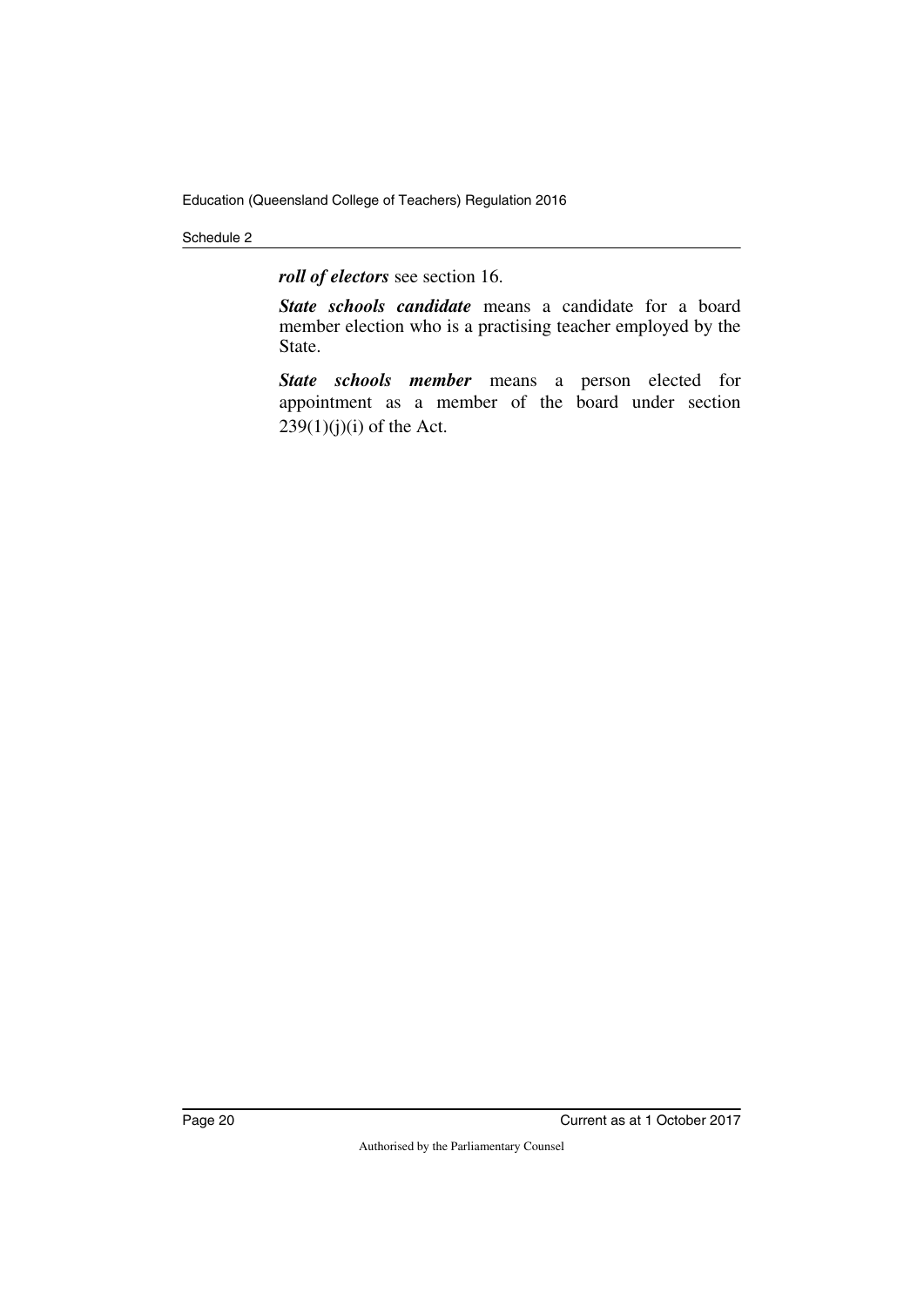***roll of electors*** see section 16.

***State schools candidate*** means a candidate for a board member election who is a practising teacher employed by the State.

***State schools member*** means a person elected for appointment as a member of the board under section 239(1)(j)(i) of the Act.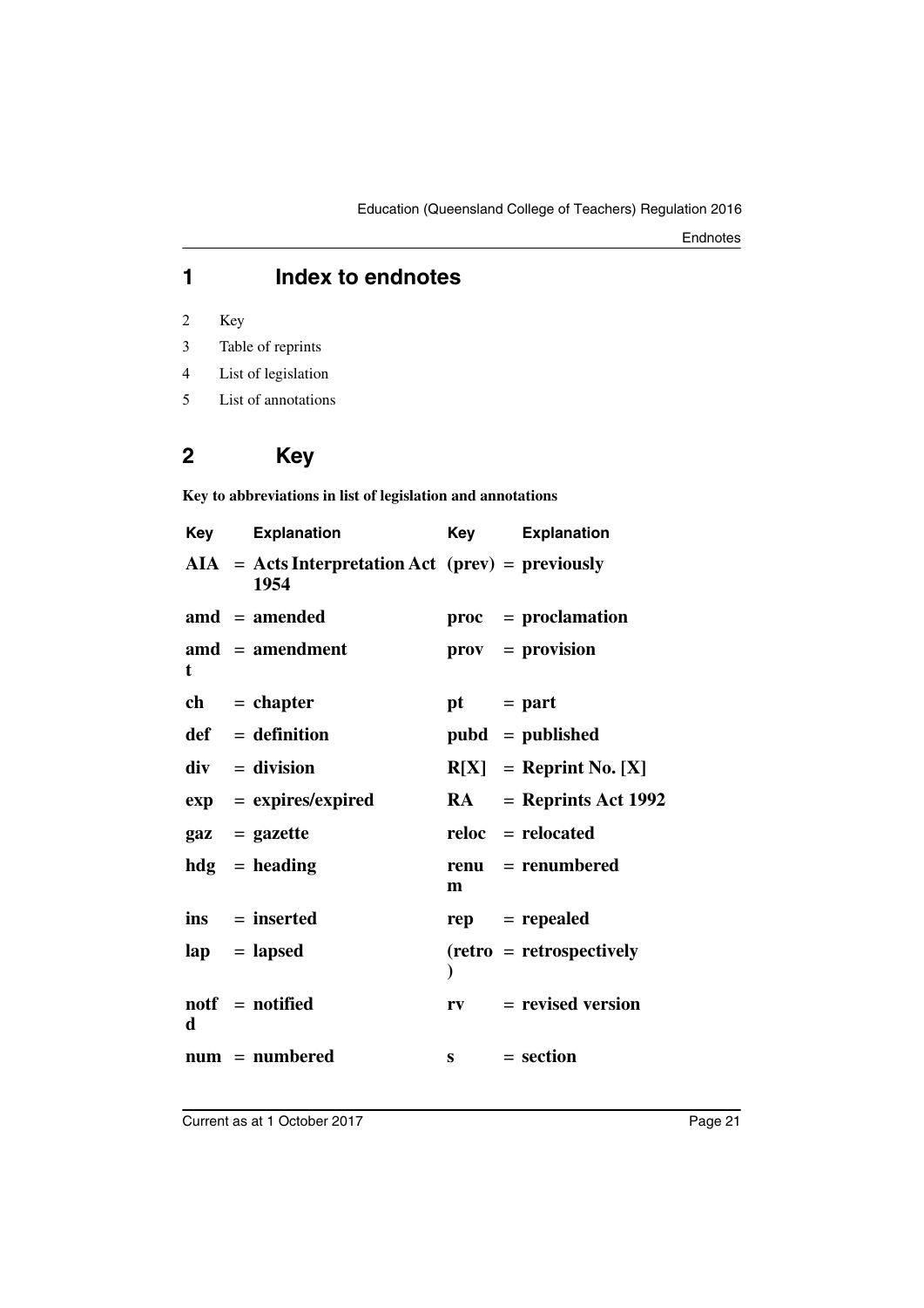# 1 Index to endnotes

2 Key

3 Table of reprints

4 List of legislation

5 List of annotations

# 2 Key

**Key to abbreviations in list of legislation and annotations**

| Key | Explanation | Key | Explanation |
|---|---|---|---|
| **AIA** | **= Acts Interpretation Act 1954** | **(prev)** | **= previously** |
| **amd** | **= amended** | **proc** | **= proclamation** |
| **amdt** | **= amendment** | **prov** | **= provision** |
| **ch** | **= chapter** | **pt** | **= part** |
| **def** | **= definition** | **pubd** | **= published** |
| **div** | **= division** | **R[X]** | **= Reprint No. [X]** |
| **exp** | **= expires/expired** | **RA** | **= Reprints Act 1992** |
| **gaz** | **= gazette** | **reloc** | **= relocated** |
| **hdg** | **= heading** | **renum** | **= renumbered** |
| **ins** | **= inserted** | **rep** | **= repealed** |
| **lap** | **= lapsed** | **(retro)** | **= retrospectively** |
| **notfd** | **= notified** | **rv** | **= revised version** |
| **num** | **= numbered** | **s** | **= section** |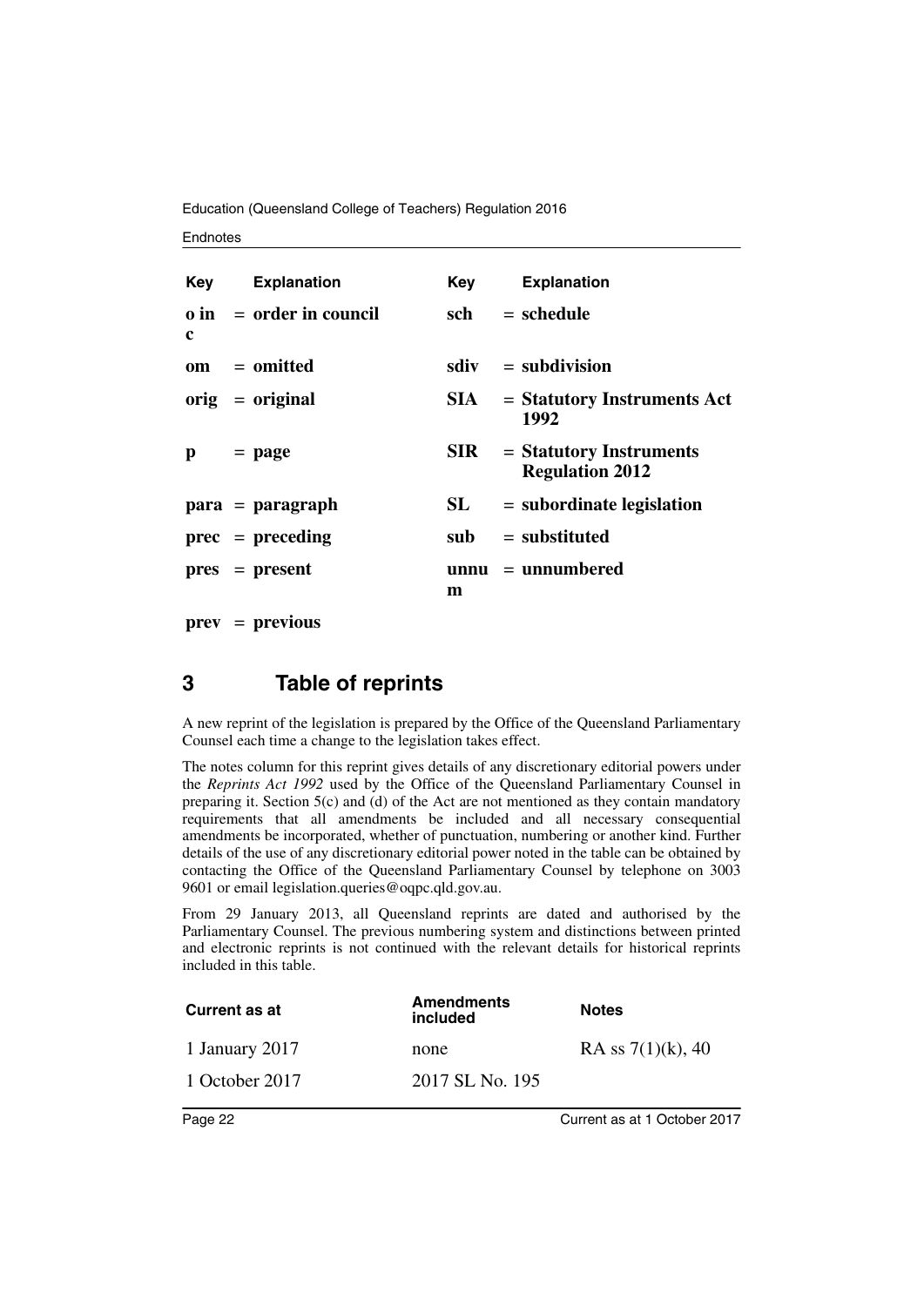| Key | Explanation | Key | Explanation |
|---|---|---|---|
| **o in c** | **= order in council** | **sch** | **= schedule** |
| **om** | **= omitted** | **sdiv** | **= subdivision** |
| **orig** | **= original** | **SIA** | **= Statutory Instruments Act 1992** |
| **p** | **= page** | **SIR** | **= Statutory Instruments Regulation 2012** |
| **para** | **= paragraph** | **SL** | **= subordinate legislation** |
| **prec** | **= preceding** | **sub** | **= substituted** |
| **pres** | **= present** | **unnum** | **= unnumbered** |
| **prev** | **= previous** | | |

## 3 Table of reprints

A new reprint of the legislation is prepared by the Office of the Queensland Parliamentary Counsel each time a change to the legislation takes effect.

The notes column for this reprint gives details of any discretionary editorial powers under the *Reprints Act 1992* used by the Office of the Queensland Parliamentary Counsel in preparing it. Section 5(c) and (d) of the Act are not mentioned as they contain mandatory requirements that all amendments be included and all necessary consequential amendments be incorporated, whether of punctuation, numbering or another kind. Further details of the use of any discretionary editorial power noted in the table can be obtained by contacting the Office of the Queensland Parliamentary Counsel by telephone on 3003 9601 or email legislation.queries@oqpc.qld.gov.au.

From 29 January 2013, all Queensland reprints are dated and authorised by the Parliamentary Counsel. The previous numbering system and distinctions between printed and electronic reprints is not continued with the relevant details for historical reprints included in this table.

| Current as at | Amendments included | Notes |
|---|---|---|
| 1 January 2017 | none | RA ss 7(1)(k), 40 |
| 1 October 2017 | 2017 SL No. 195 | |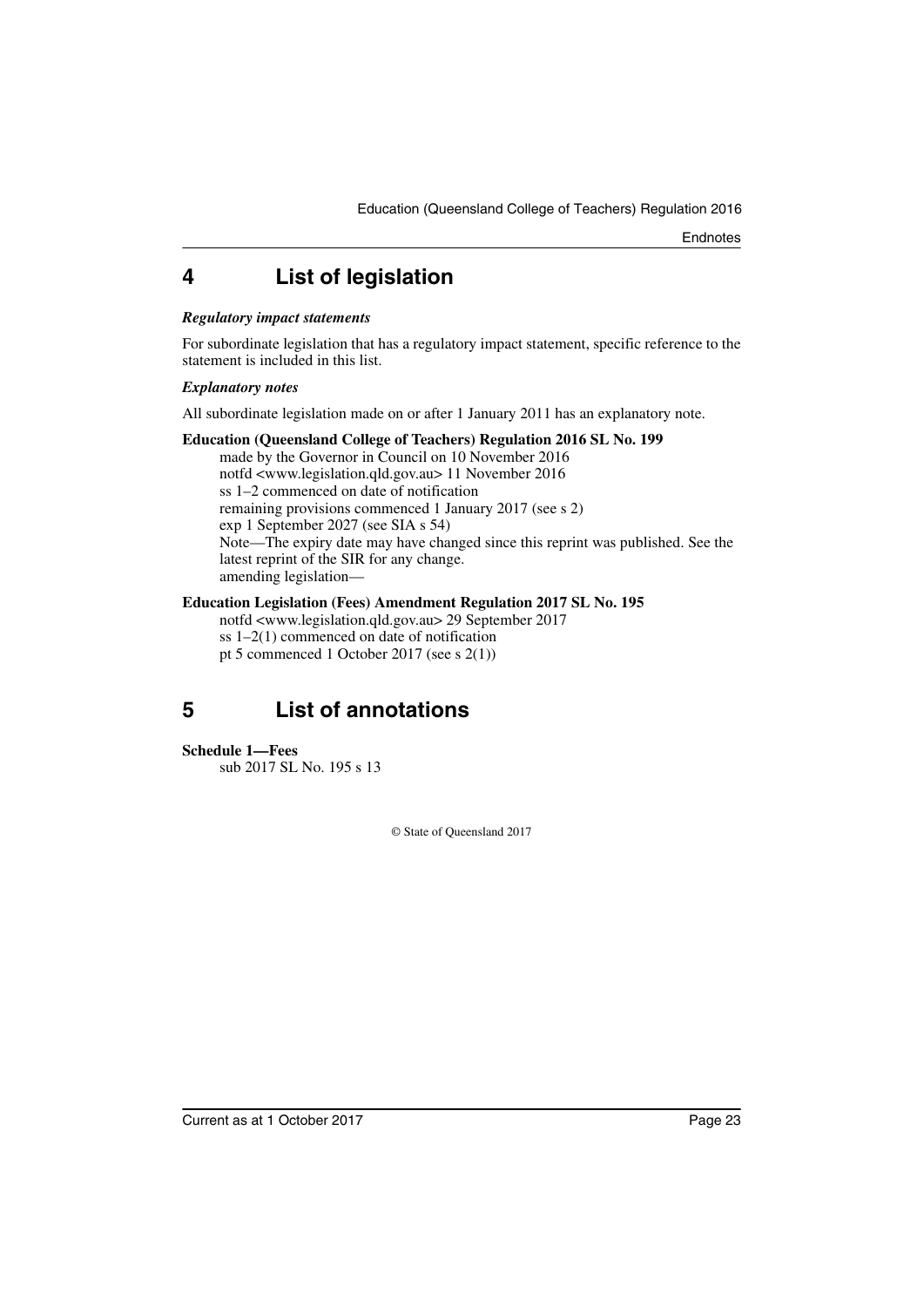# 4 List of legislation

***Regulatory impact statements***

For subordinate legislation that has a regulatory impact statement, specific reference to the statement is included in this list.

***Explanatory notes***

All subordinate legislation made on or after 1 January 2011 has an explanatory note.

**Education (Queensland College of Teachers) Regulation 2016 SL No. 199**

made by the Governor in Council on 10 November 2016
notfd <www.legislation.qld.gov.au> 11 November 2016
ss 1–2 commenced on date of notification
remaining provisions commenced 1 January 2017 (see s 2)
exp 1 September 2027 (see SIA s 54)
Note—The expiry date may have changed since this reprint was published. See the latest reprint of the SIR for any change.
amending legislation—

**Education Legislation (Fees) Amendment Regulation 2017 SL No. 195**

notfd <www.legislation.qld.gov.au> 29 September 2017
ss 1–2(1) commenced on date of notification
pt 5 commenced 1 October 2017 (see s 2(1))

# 5 List of annotations

**Schedule 1—Fees**

sub 2017 SL No. 195 s 13

© State of Queensland 2017